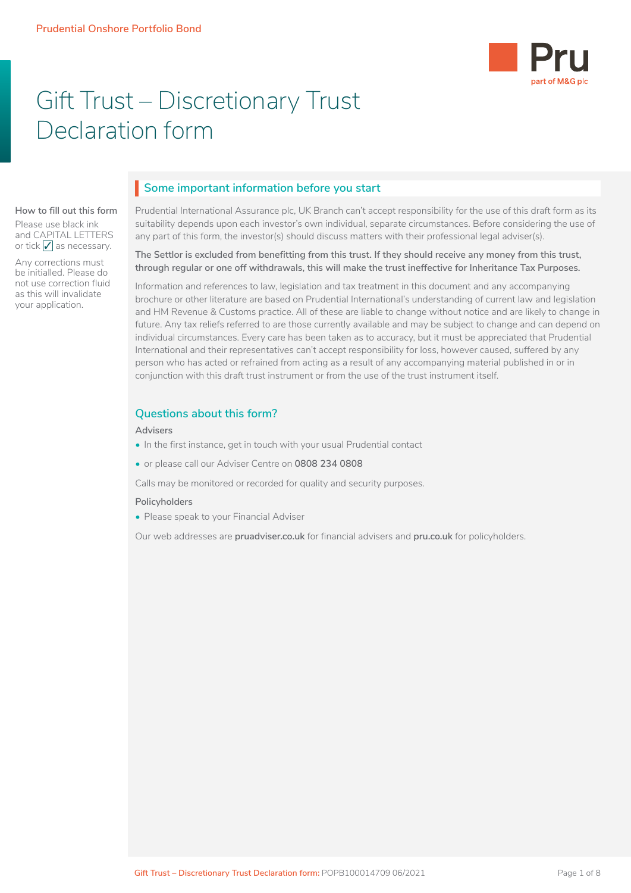Prudential Onshore Portfolio Bond

# Gift Trust – Discretionary Trust Declaration form

**How to fill out this form**

Please use black ink and CAPITAL LETTERS or tick ✓ as necessary.

Any corrections must be initialled. Please do not use correction fluid as this will invalidate your application.

## Some important information before you start

Prudential International Assurance plc, UK Branch can't accept responsibility for the use of this draft form as its suitability depends upon each investor's own individual, separate circumstances. Before considering the use of any part of this form, the investor(s) should discuss matters with their professional legal adviser(s).

**The Settlor is excluded from benefitting from this trust. If they should receive any money from this trust, through regular or one off withdrawals, this will make the trust ineffective for Inheritance Tax Purposes.**

Information and references to law, legislation and tax treatment in this document and any accompanying brochure or other literature are based on Prudential International's understanding of current law and legislation and HM Revenue & Customs practice. All of these are liable to change without notice and are likely to change in future. Any tax reliefs referred to are those currently available and may be subject to change and can depend on individual circumstances. Every care has been taken as to accuracy, but it must be appreciated that Prudential International and their representatives can't accept responsibility for loss, however caused, suffered by any person who has acted or refrained from acting as a result of any accompanying material published in or in conjunction with this draft trust instrument or from the use of the trust instrument itself.

## Questions about this form?

**Advisers**

- In the first instance, get in touch with your usual Prudential contact
- or please call our Adviser Centre on **0808 234 0808**

Calls may be monitored or recorded for quality and security purposes.

**Policyholders**

- Please speak to your Financial Adviser

Our web addresses are **pruadviser.co.uk** for financial advisers and **pru.co.uk** for policyholders.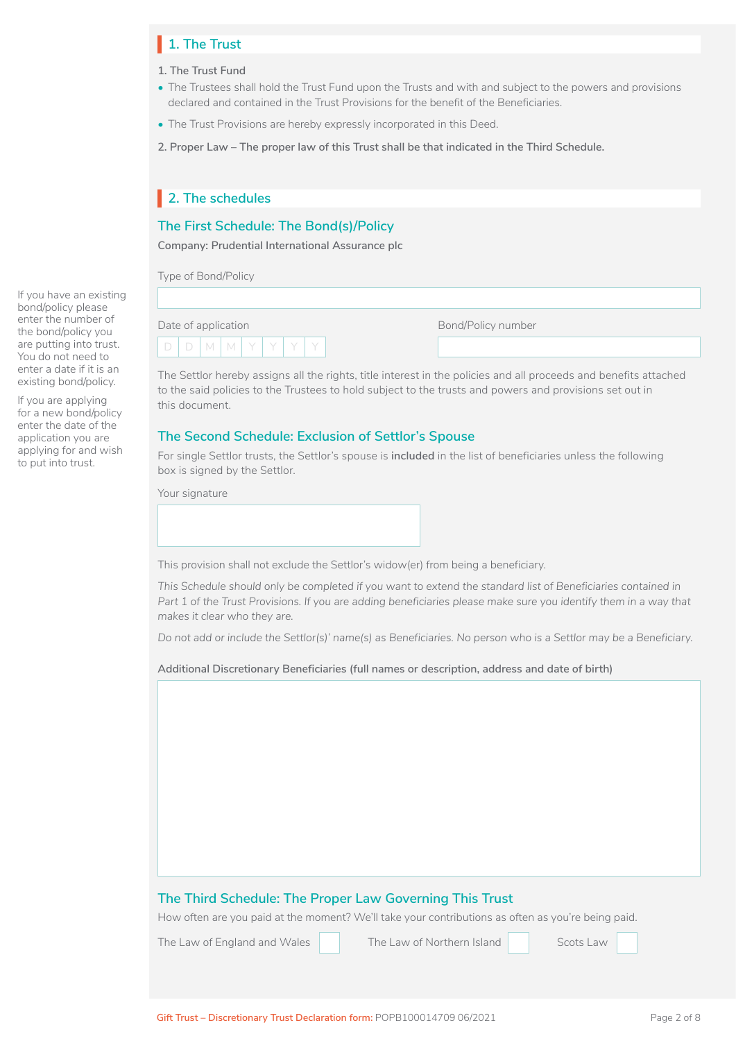## 1. The Trust

1. The Trust Fund

- The Trustees shall hold the Trust Fund upon the Trusts and with and subject to the powers and provisions declared and contained in the Trust Provisions for the benefit of the Beneficiaries.
- The Trust Provisions are hereby expressly incorporated in this Deed.

2. Proper Law – The proper law of this Trust shall be that indicated in the Third Schedule.

## 2. The schedules

### The First Schedule: The Bond(s)/Policy

**Company: Prudential International Assurance plc**

If you have an existing bond/policy please enter the number of the bond/policy you are putting into trust. You do not need to enter a date if it is an existing bond/policy.

If you are applying for a new bond/policy enter the date of the application you are applying for and wish to put into trust.

Type of Bond/Policy

Date of application D D M M Y Y Y Y

Bond/Policy number

The Settlor hereby assigns all the rights, title interest in the policies and all proceeds and benefits attached to the said policies to the Trustees to hold subject to the trusts and powers and provisions set out in this document.

### The Second Schedule: Exclusion of Settlor's Spouse

For single Settlor trusts, the Settlor's spouse is **included** in the list of beneficiaries unless the following box is signed by the Settlor.

Your signature

This provision shall not exclude the Settlor's widow(er) from being a beneficiary.

*This Schedule should only be completed if you want to extend the standard list of Beneficiaries contained in Part 1 of the Trust Provisions. If you are adding beneficiaries please make sure you identify them in a way that makes it clear who they are.*

*Do not add or include the Settlor(s)' name(s) as Beneficiaries. No person who is a Settlor may be a Beneficiary.*

**Additional Discretionary Beneficiaries (full names or description, address and date of birth)**

### The Third Schedule: The Proper Law Governing This Trust

How often are you paid at the moment? We'll take your contributions as often as you're being paid.

The Law of England and Wales ☐ The Law of Northern Island ☐ Scots Law ☐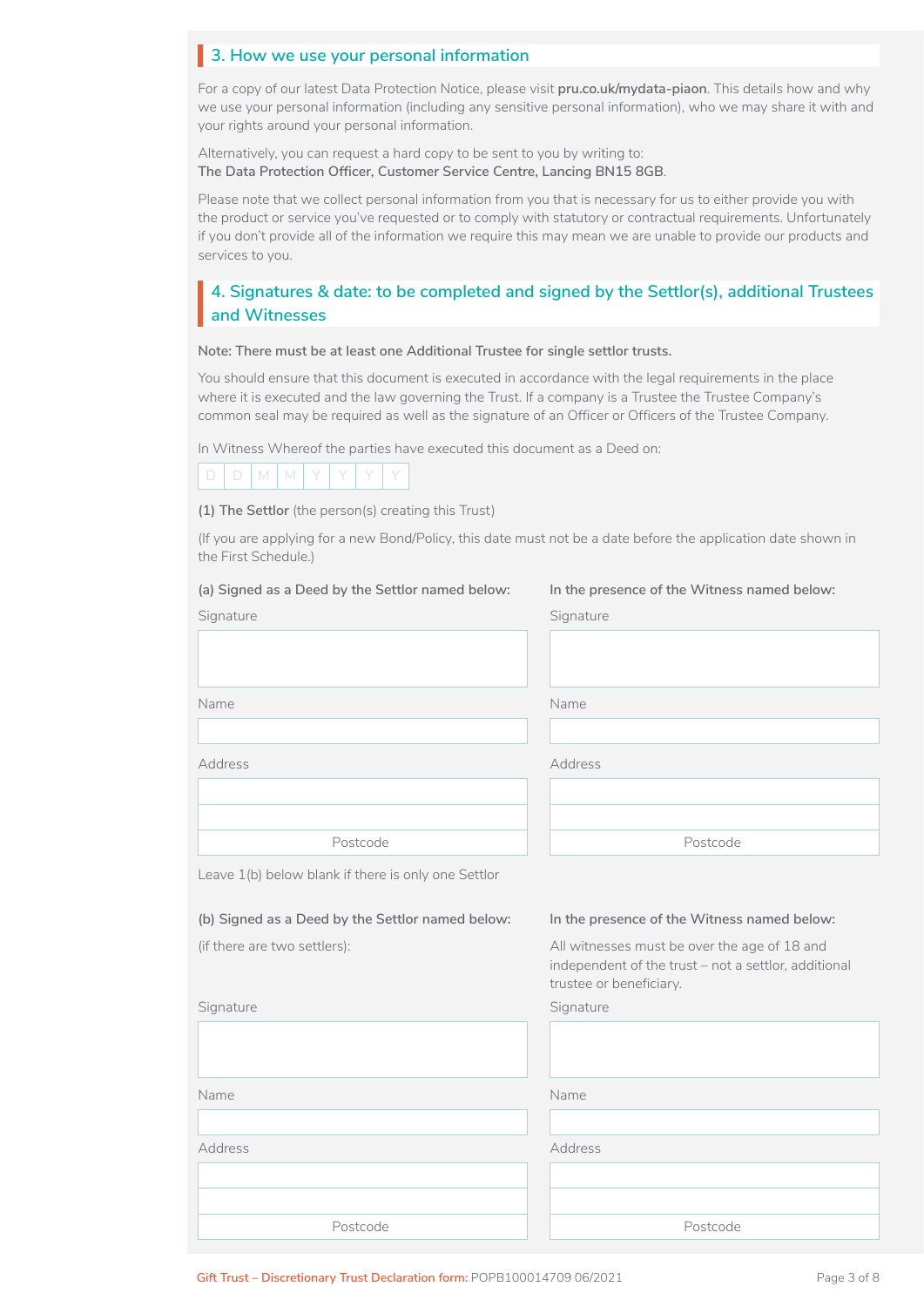## 3. How we use your personal information

For a copy of our latest Data Protection Notice, please visit **pru.co.uk/mydata-piaon**. This details how and why we use your personal information (including any sensitive personal information), who we may share it with and your rights around your personal information.

Alternatively, you can request a hard copy to be sent to you by writing to:
**The Data Protection Officer, Customer Service Centre, Lancing BN15 8GB**.

Please note that we collect personal information from you that is necessary for us to either provide you with the product or service you've requested or to comply with statutory or contractual requirements. Unfortunately if you don't provide all of the information we require this may mean we are unable to provide our products and services to you.

## 4. Signatures & date: to be completed and signed by the Settlor(s), additional Trustees and Witnesses

**Note: There must be at least one Additional Trustee for single settlor trusts.**

You should ensure that this document is executed in accordance with the legal requirements in the place where it is executed and the law governing the Trust. If a company is a Trustee the Trustee Company's common seal may be required as well as the signature of an Officer or Officers of the Trustee Company.

In Witness Whereof the parties have executed this document as a Deed on:

| D | D | M | M | Y | Y | Y | Y |
|---|---|---|---|---|---|---|---|

**(1) The Settlor** (the person(s) creating this Trust)

(If you are applying for a new Bond/Policy, this date must not be a date before the application date shown in the First Schedule.)

**(a) Signed as a Deed by the Settlor named below:**

Signature

Name

Address

Postcode

**In the presence of the Witness named below:**

Signature

Name

Address

Postcode

Leave 1(b) below blank if there is only one Settlor

**(b) Signed as a Deed by the Settlor named below:**

(if there are two settlers):

Signature

Name

Address

Postcode

**In the presence of the Witness named below:**

All witnesses must be over the age of 18 and independent of the trust – not a settlor, additional trustee or beneficiary.

Signature

Name

Address

Postcode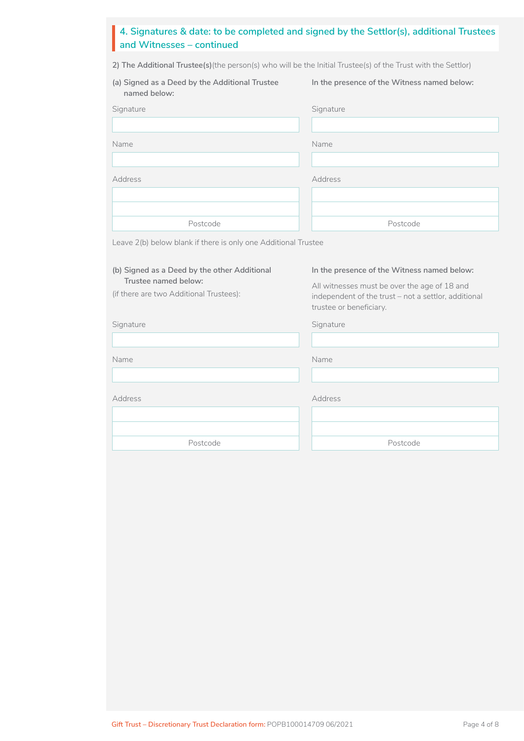## 4. Signatures & date: to be completed and signed by the Settlor(s), additional Trustees and Witnesses – continued

**2) The Additional Trustee(s)**(the person(s) who will be the Initial Trustee(s) of the Trust with the Settlor)

**(a) Signed as a Deed by the Additional Trustee named below:**

Signature

Name

Address

Postcode

**In the presence of the Witness named below:**

Signature

Name

Address

Postcode

Leave 2(b) below blank if there is only one Additional Trustee

**(b) Signed as a Deed by the other Additional Trustee named below:**

(if there are two Additional Trustees):

Signature

Name

Address

Postcode

**In the presence of the Witness named below:**

All witnesses must be over the age of 18 and independent of the trust – not a settlor, additional trustee or beneficiary.

Signature

Name

Address

Postcode

Gift Trust – Discretionary Trust Declaration form: POPB100014709 06/2021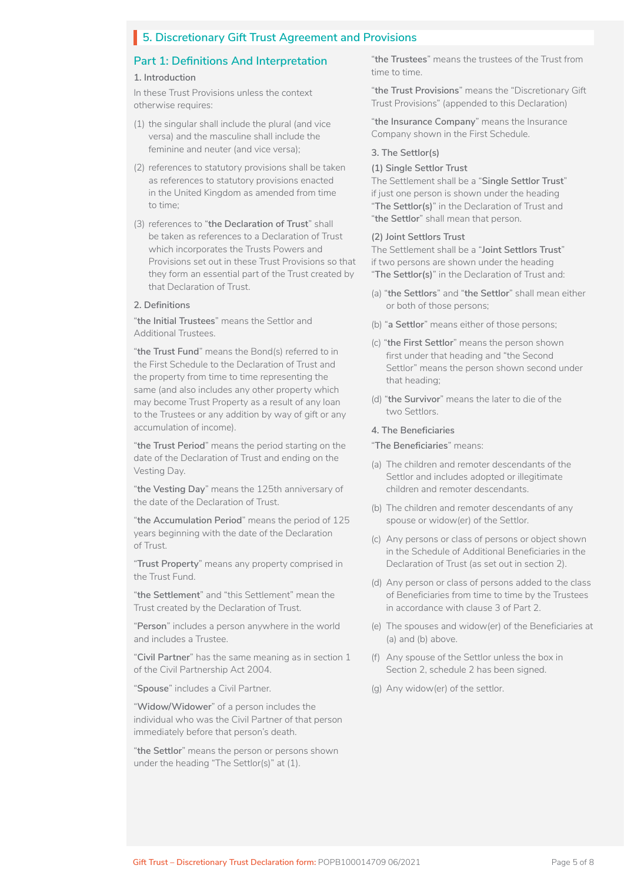## 5. Discretionary Gift Trust Agreement and Provisions

### Part 1: Definitions And Interpretation

**1. Introduction**

In these Trust Provisions unless the context otherwise requires:

(1) the singular shall include the plural (and vice versa) and the masculine shall include the feminine and neuter (and vice versa);

(2) references to statutory provisions shall be taken as references to statutory provisions enacted in the United Kingdom as amended from time to time;

(3) references to "**the Declaration of Trust**" shall be taken as references to a Declaration of Trust which incorporates the Trusts Powers and Provisions set out in these Trust Provisions so that they form an essential part of the Trust created by that Declaration of Trust.

**2. Definitions**

"**the Initial Trustees**" means the Settlor and Additional Trustees.

"**the Trust Fund**" means the Bond(s) referred to in the First Schedule to the Declaration of Trust and the property from time to time representing the same (and also includes any other property which may become Trust Property as a result of any loan to the Trustees or any addition by way of gift or any accumulation of income).

"**the Trust Period**" means the period starting on the date of the Declaration of Trust and ending on the Vesting Day.

"**the Vesting Day**" means the 125th anniversary of the date of the Declaration of Trust.

"**the Accumulation Period**" means the period of 125 years beginning with the date of the Declaration of Trust.

"**Trust Property**" means any property comprised in the Trust Fund.

"**the Settlement**" and "this Settlement" mean the Trust created by the Declaration of Trust.

"**Person**" includes a person anywhere in the world and includes a Trustee.

"**Civil Partner**" has the same meaning as in section 1 of the Civil Partnership Act 2004.

"**Spouse**" includes a Civil Partner.

"**Widow/Widower**" of a person includes the individual who was the Civil Partner of that person immediately before that person's death.

"**the Settlor**" means the person or persons shown under the heading "The Settlor(s)" at (1).

"**the Trustees**" means the trustees of the Trust from time to time.

"**the Trust Provisions**" means the "Discretionary Gift Trust Provisions" (appended to this Declaration)

"**the Insurance Company**" means the Insurance Company shown in the First Schedule.

**3. The Settlor(s)**

**(1) Single Settlor Trust**

The Settlement shall be a "**Single Settlor Trust**" if just one person is shown under the heading "**The Settlor(s)**" in the Declaration of Trust and "**the Settlor**" shall mean that person.

**(2) Joint Settlors Trust**

The Settlement shall be a "**Joint Settlors Trust**" if two persons are shown under the heading "**The Settlor(s)**" in the Declaration of Trust and:

(a) "**the Settlors**" and "**the Settlor**" shall mean either or both of those persons;

(b) "**a Settlor**" means either of those persons;

(c) "**the First Settlor**" means the person shown first under that heading and "the Second Settlor" means the person shown second under that heading;

(d) "**the Survivor**" means the later to die of the two Settlors.

**4. The Beneficiaries**

"**The Beneficiaries**" means:

(a) The children and remoter descendants of the Settlor and includes adopted or illegitimate children and remoter descendants.

(b) The children and remoter descendants of any spouse or widow(er) of the Settlor.

(c) Any persons or class of persons or object shown in the Schedule of Additional Beneficiaries in the Declaration of Trust (as set out in section 2).

(d) Any person or class of persons added to the class of Beneficiaries from time to time by the Trustees in accordance with clause 3 of Part 2.

(e) The spouses and widow(er) of the Beneficiaries at (a) and (b) above.

(f) Any spouse of the Settlor unless the box in Section 2, schedule 2 has been signed.

(g) Any widow(er) of the settlor.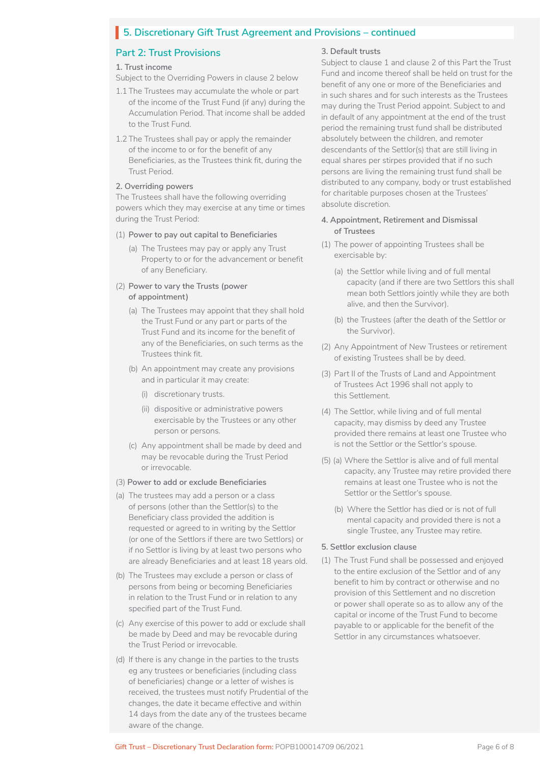## 5. Discretionary Gift Trust Agreement and Provisions – continued

### Part 2: Trust Provisions

**1. Trust income**

Subject to the Overriding Powers in clause 2 below

1.1 The Trustees may accumulate the whole or part of the income of the Trust Fund (if any) during the Accumulation Period. That income shall be added to the Trust Fund.

1.2 The Trustees shall pay or apply the remainder of the income to or for the benefit of any Beneficiaries, as the Trustees think fit, during the Trust Period.

**2. Overriding powers**

The Trustees shall have the following overriding powers which they may exercise at any time or times during the Trust Period:

(1) **Power to pay out capital to Beneficiaries**

- (a) The Trustees may pay or apply any Trust Property to or for the advancement or benefit of any Beneficiary.

(2) **Power to vary the Trusts (power of appointment)**

- (a) The Trustees may appoint that they shall hold the Trust Fund or any part or parts of the Trust Fund and its income for the benefit of any of the Beneficiaries, on such terms as the Trustees think fit.
- (b) An appointment may create any provisions and in particular it may create:
  - (i) discretionary trusts.
  - (ii) dispositive or administrative powers exercisable by the Trustees or any other person or persons.
- (c) Any appointment shall be made by deed and may be revocable during the Trust Period or irrevocable.

(3) **Power to add or exclude Beneficiaries**

- (a) The trustees may add a person or a class of persons (other than the Settlor(s) to the Beneficiary class provided the addition is requested or agreed to in writing by the Settlor (or one of the Settlors if there are two Settlors) or if no Settlor is living by at least two persons who are already Beneficiaries and at least 18 years old.
- (b) The Trustees may exclude a person or class of persons from being or becoming Beneficiaries in relation to the Trust Fund or in relation to any specified part of the Trust Fund.
- (c) Any exercise of this power to add or exclude shall be made by Deed and may be revocable during the Trust Period or irrevocable.
- (d) If there is any change in the parties to the trusts eg any trustees or beneficiaries (including class of beneficiaries) change or a letter of wishes is received, the trustees must notify Prudential of the changes, the date it became effective and within 14 days from the date any of the trustees became aware of the change.

**3. Default trusts**

Subject to clause 1 and clause 2 of this Part the Trust Fund and income thereof shall be held on trust for the benefit of any one or more of the Beneficiaries and in such shares and for such interests as the Trustees may during the Trust Period appoint. Subject to and in default of any appointment at the end of the trust period the remaining trust fund shall be distributed absolutely between the children, and remoter descendants of the Settlor(s) that are still living in equal shares per stirpes provided that if no such persons are living the remaining trust fund shall be distributed to any company, body or trust established for charitable purposes chosen at the Trustees' absolute discretion.

**4. Appointment, Retirement and Dismissal of Trustees**

(1) The power of appointing Trustees shall be exercisable by:

- (a) the Settlor while living and of full mental capacity (and if there are two Settlors this shall mean both Settlors jointly while they are both alive, and then the Survivor).
- (b) the Trustees (after the death of the Settlor or the Survivor).

(2) Any Appointment of New Trustees or retirement of existing Trustees shall be by deed.

(3) Part II of the Trusts of Land and Appointment of Trustees Act 1996 shall not apply to this Settlement.

(4) The Settlor, while living and of full mental capacity, may dismiss by deed any Trustee provided there remains at least one Trustee who is not the Settlor or the Settlor's spouse.

(5) (a) Where the Settlor is alive and of full mental capacity, any Trustee may retire provided there remains at least one Trustee who is not the Settlor or the Settlor's spouse.

- (b) Where the Settlor has died or is not of full mental capacity and provided there is not a single Trustee, any Trustee may retire.

**5. Settlor exclusion clause**

(1) The Trust Fund shall be possessed and enjoyed to the entire exclusion of the Settlor and of any benefit to him by contract or otherwise and no provision of this Settlement and no discretion or power shall operate so as to allow any of the capital or income of the Trust Fund to become payable to or applicable for the benefit of the Settlor in any circumstances whatsoever.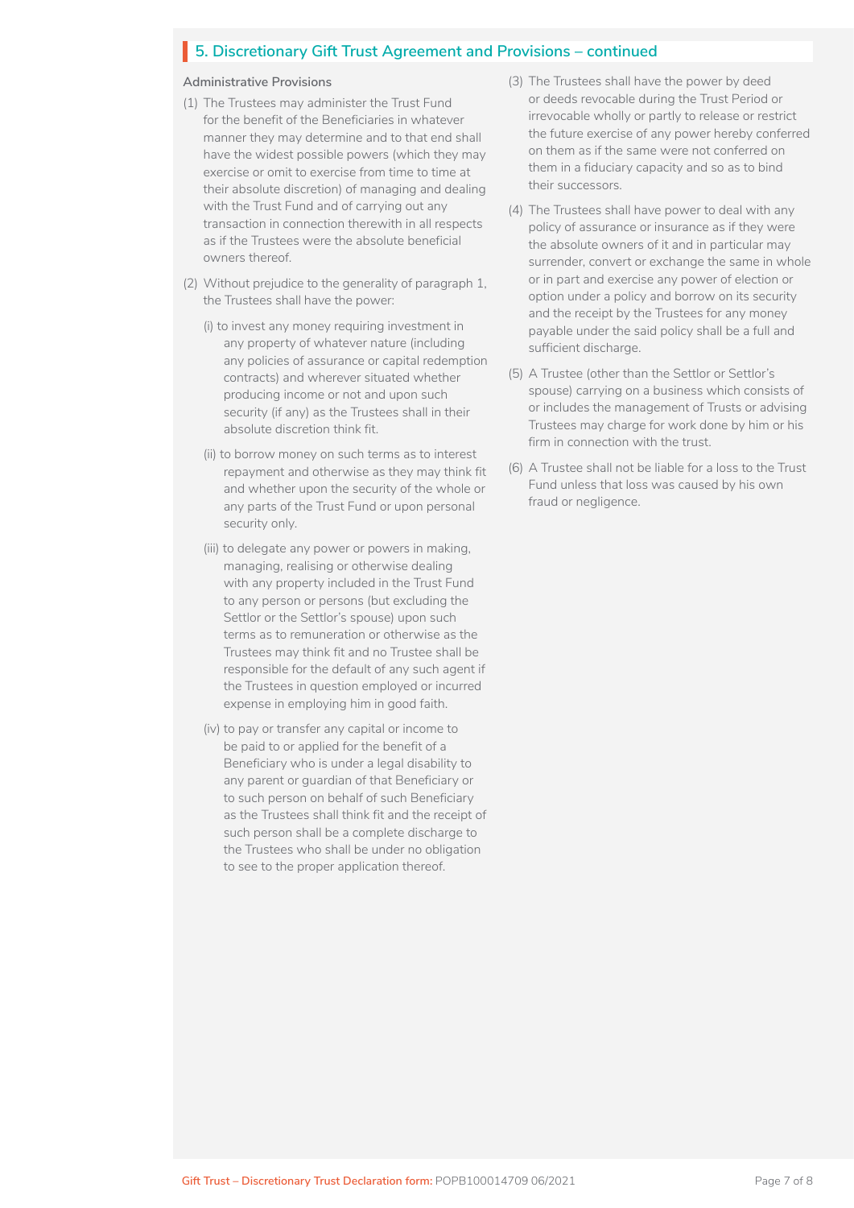## 5. Discretionary Gift Trust Agreement and Provisions – continued

**Administrative Provisions**

(1) The Trustees may administer the Trust Fund for the benefit of the Beneficiaries in whatever manner they may determine and to that end shall have the widest possible powers (which they may exercise or omit to exercise from time to time at their absolute discretion) of managing and dealing with the Trust Fund and of carrying out any transaction in connection therewith in all respects as if the Trustees were the absolute beneficial owners thereof.

(2) Without prejudice to the generality of paragraph 1, the Trustees shall have the power:

(i) to invest any money requiring investment in any property of whatever nature (including any policies of assurance or capital redemption contracts) and wherever situated whether producing income or not and upon such security (if any) as the Trustees shall in their absolute discretion think fit.

(ii) to borrow money on such terms as to interest repayment and otherwise as they may think fit and whether upon the security of the whole or any parts of the Trust Fund or upon personal security only.

(iii) to delegate any power or powers in making, managing, realising or otherwise dealing with any property included in the Trust Fund to any person or persons (but excluding the Settlor or the Settlor's spouse) upon such terms as to remuneration or otherwise as the Trustees may think fit and no Trustee shall be responsible for the default of any such agent if the Trustees in question employed or incurred expense in employing him in good faith.

(iv) to pay or transfer any capital or income to be paid to or applied for the benefit of a Beneficiary who is under a legal disability to any parent or guardian of that Beneficiary or to such person on behalf of such Beneficiary as the Trustees shall think fit and the receipt of such person shall be a complete discharge to the Trustees who shall be under no obligation to see to the proper application thereof.

(3) The Trustees shall have the power by deed or deeds revocable during the Trust Period or irrevocable wholly or partly to release or restrict the future exercise of any power hereby conferred on them as if the same were not conferred on them in a fiduciary capacity and so as to bind their successors.

(4) The Trustees shall have power to deal with any policy of assurance or insurance as if they were the absolute owners of it and in particular may surrender, convert or exchange the same in whole or in part and exercise any power of election or option under a policy and borrow on its security and the receipt by the Trustees for any money payable under the said policy shall be a full and sufficient discharge.

(5) A Trustee (other than the Settlor or Settlor's spouse) carrying on a business which consists of or includes the management of Trusts or advising Trustees may charge for work done by him or his firm in connection with the trust.

(6) A Trustee shall not be liable for a loss to the Trust Fund unless that loss was caused by his own fraud or negligence.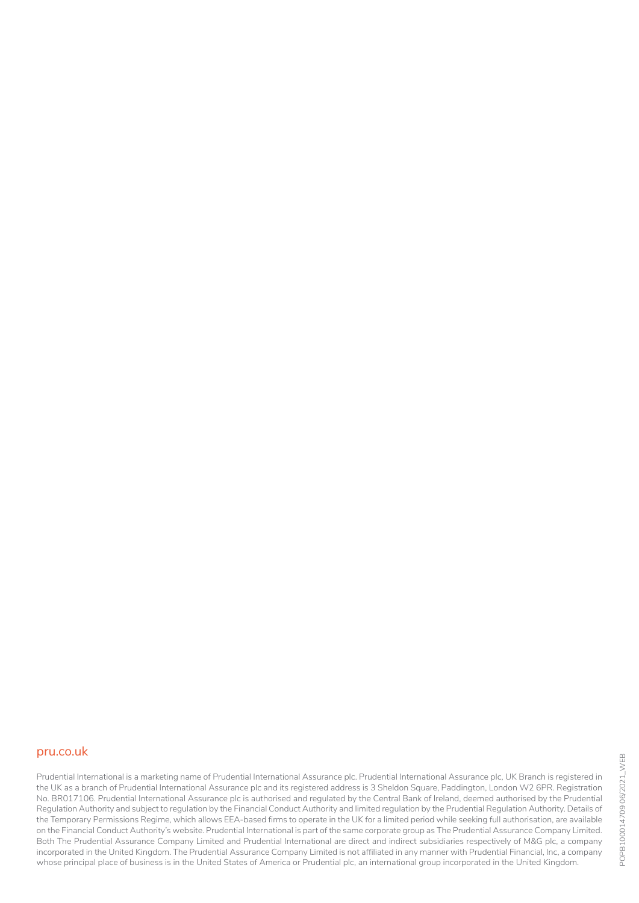pru.co.uk

Prudential International is a marketing name of Prudential International Assurance plc. Prudential International Assurance plc, UK Branch is registered in the UK as a branch of Prudential International Assurance plc and its registered address is 3 Sheldon Square, Paddington, London W2 6PR. Registration No. BR017106. Prudential International Assurance plc is authorised and regulated by the Central Bank of Ireland, deemed authorised by the Prudential Regulation Authority and subject to regulation by the Financial Conduct Authority and limited regulation by the Prudential Regulation Authority. Details of the Temporary Permissions Regime, which allows EEA-based firms to operate in the UK for a limited period while seeking full authorisation, are available on the Financial Conduct Authority's website. Prudential International is part of the same corporate group as The Prudential Assurance Company Limited. Both The Prudential Assurance Company Limited and Prudential International are direct and indirect subsidiaries respectively of M&G plc, a company incorporated in the United Kingdom. The Prudential Assurance Company Limited is not affiliated in any manner with Prudential Financial, Inc, a company whose principal place of business is in the United States of America or Prudential plc, an international group incorporated in the United Kingdom.

POPB10001470906/2021_WEB